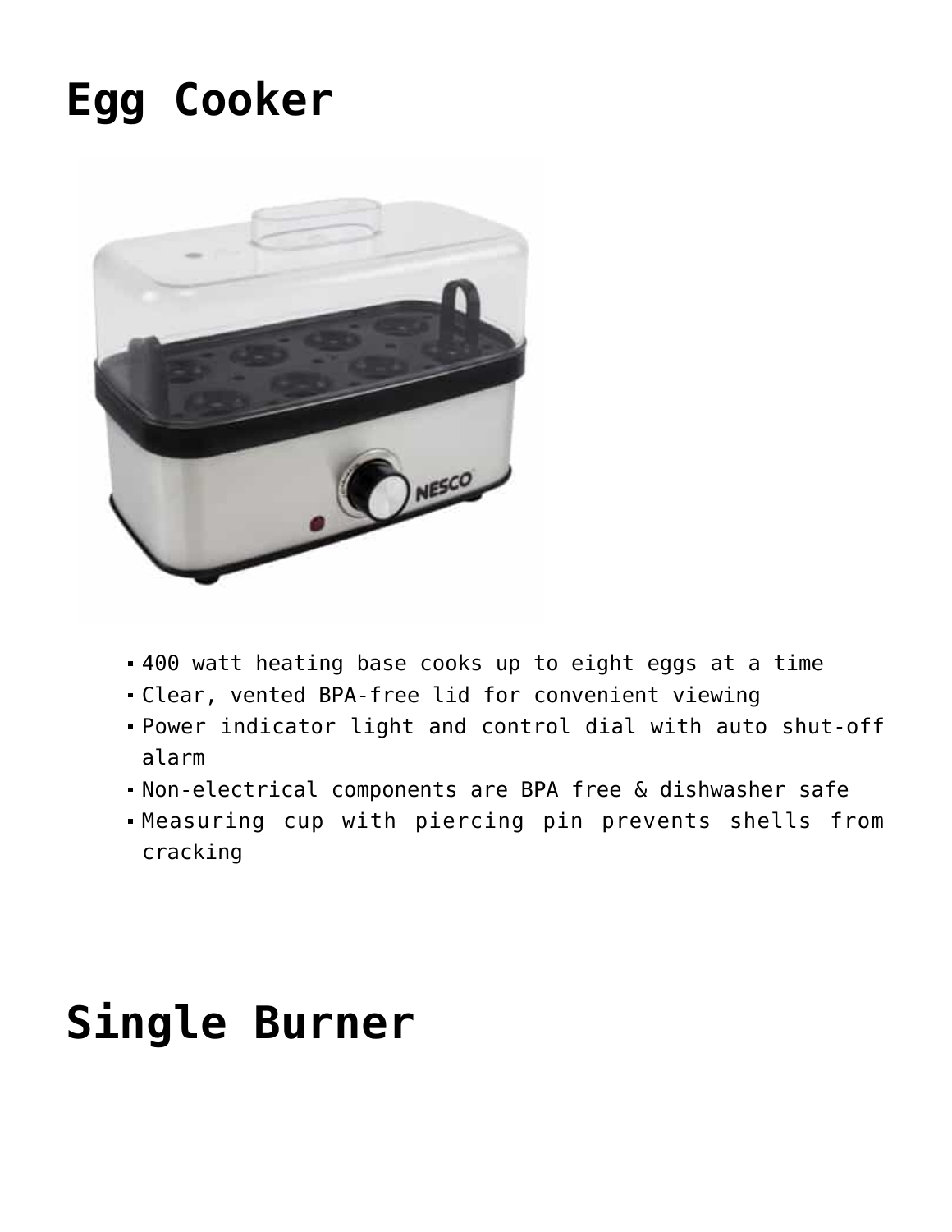# Egg Cooker

- 400 watt heating base cooks up to eight eggs at a time
- Clear, vented BPA-free lid for convenient viewing
- Power indicator light and control dial with auto shut-off alarm
- Non-electrical components are BPA free & dishwasher safe
- Measuring cup with piercing pin prevents shells from cracking

---

# Single Burner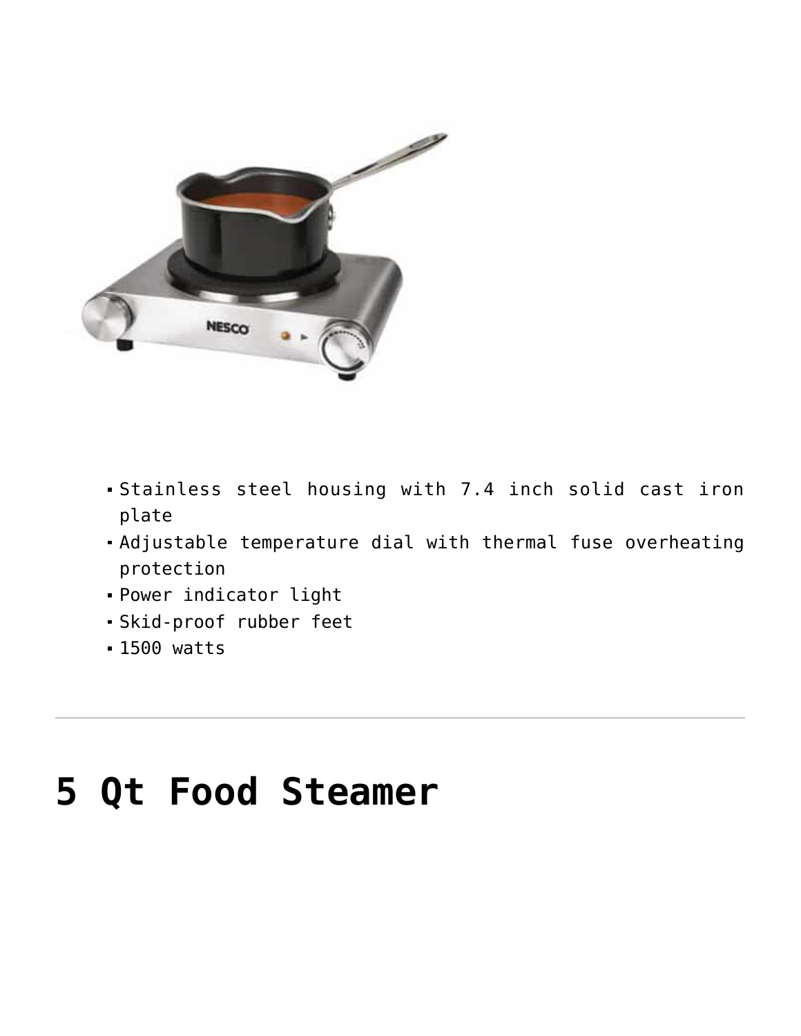- Stainless steel housing with 7.4 inch solid cast iron plate
- Adjustable temperature dial with thermal fuse overheating protection
- Power indicator light
- Skid-proof rubber feet
- 1500 watts

---

# 5 Qt Food Steamer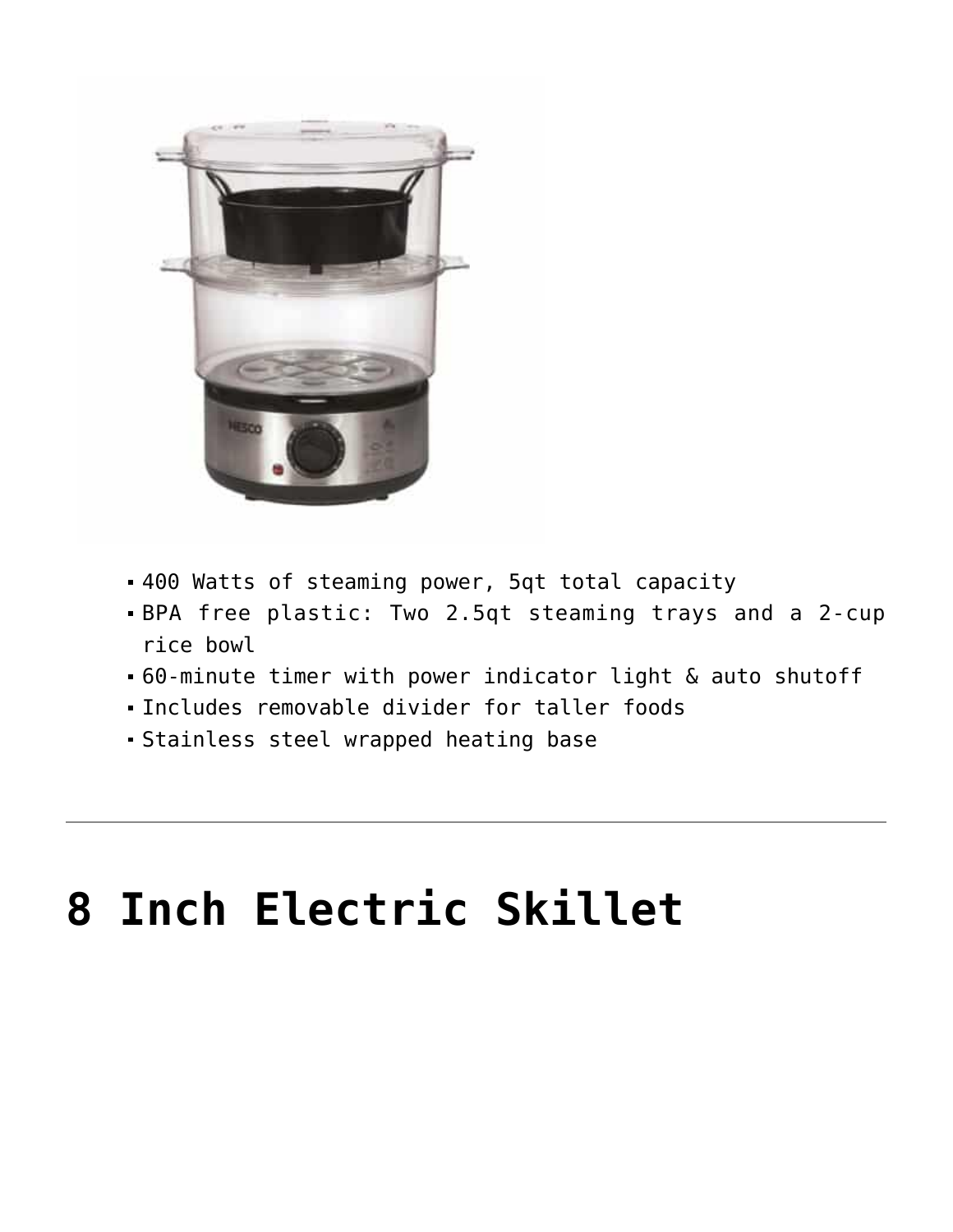- 400 Watts of steaming power, 5qt total capacity
- BPA free plastic: Two 2.5qt steaming trays and a 2-cup rice bowl
- 60-minute timer with power indicator light & auto shutoff
- Includes removable divider for taller foods
- Stainless steel wrapped heating base

---

# 8 Inch Electric Skillet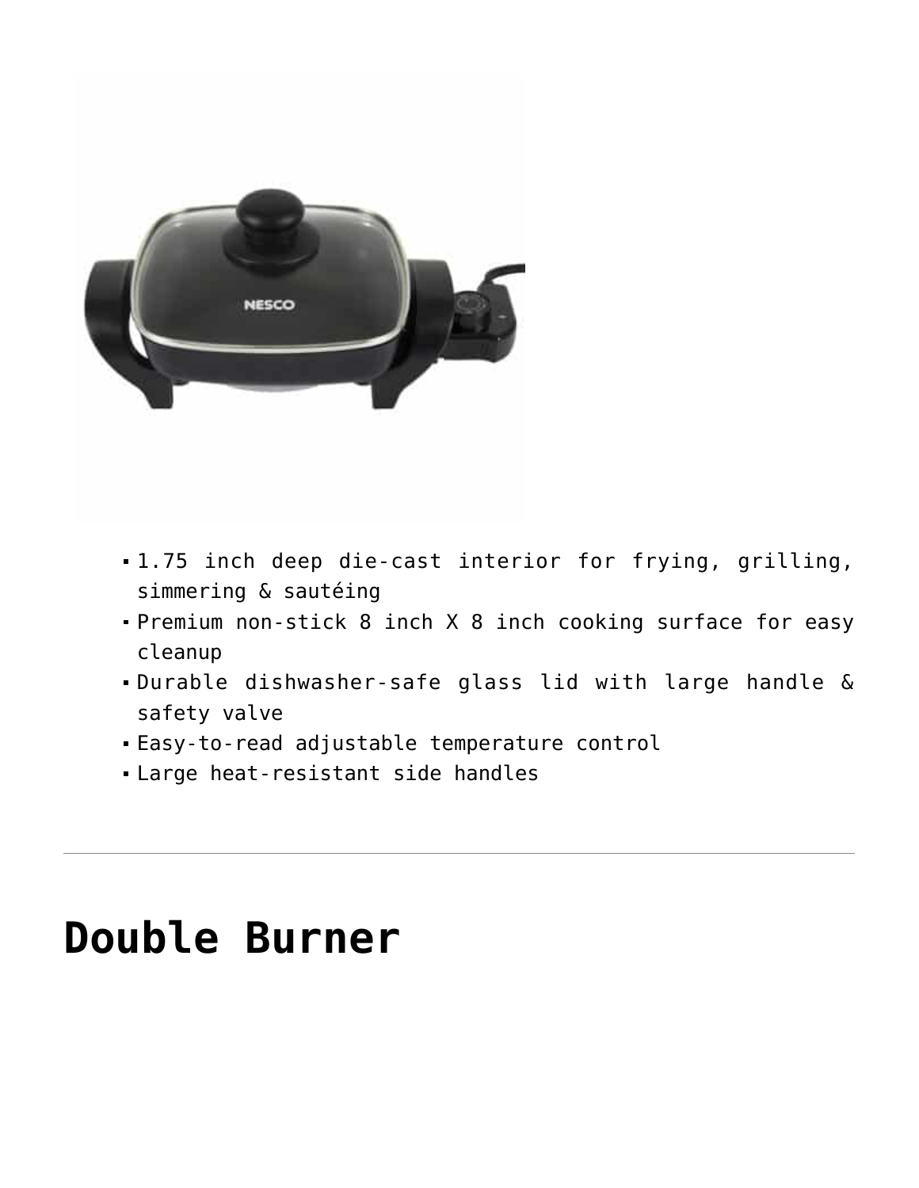- 1.75 inch deep die-cast interior for frying, grilling, simmering & sautéing
- Premium non-stick 8 inch X 8 inch cooking surface for easy cleanup
- Durable dishwasher-safe glass lid with large handle & safety valve
- Easy-to-read adjustable temperature control
- Large heat-resistant side handles

---

# Double Burner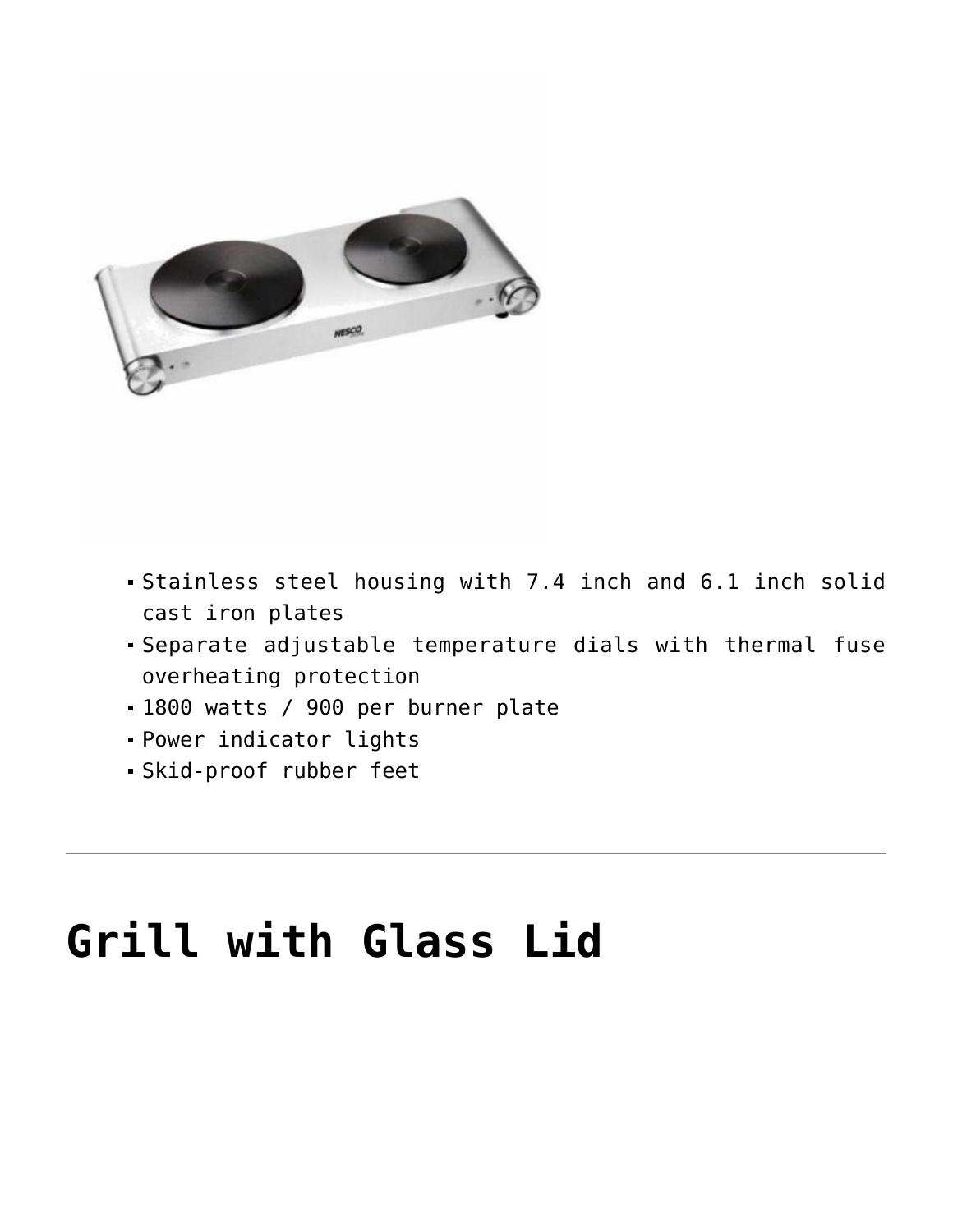- Stainless steel housing with 7.4 inch and 6.1 inch solid cast iron plates
- Separate adjustable temperature dials with thermal fuse overheating protection
- 1800 watts / 900 per burner plate
- Power indicator lights
- Skid-proof rubber feet

---

# Grill with Glass Lid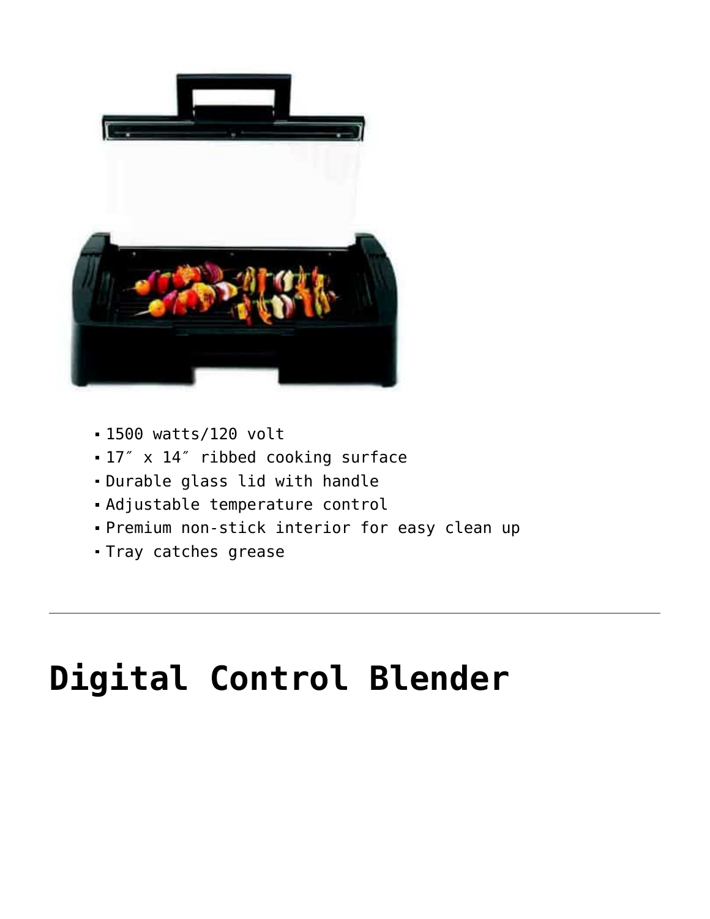- 1500 watts/120 volt
- 17″ x 14″ ribbed cooking surface
- Durable glass lid with handle
- Adjustable temperature control
- Premium non-stick interior for easy clean up
- Tray catches grease

---

# Digital Control Blender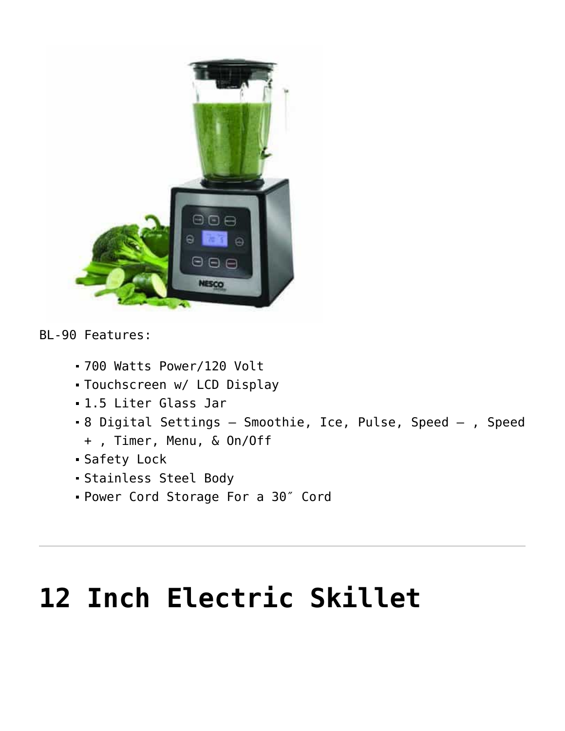BL-90 Features:

- 700 Watts Power/120 Volt
- Touchscreen w/ LCD Display
- 1.5 Liter Glass Jar
- 8 Digital Settings – Smoothie, Ice, Pulse, Speed – , Speed + , Timer, Menu, & On/Off
- Safety Lock
- Stainless Steel Body
- Power Cord Storage For a 30″ Cord

---

# 12 Inch Electric Skillet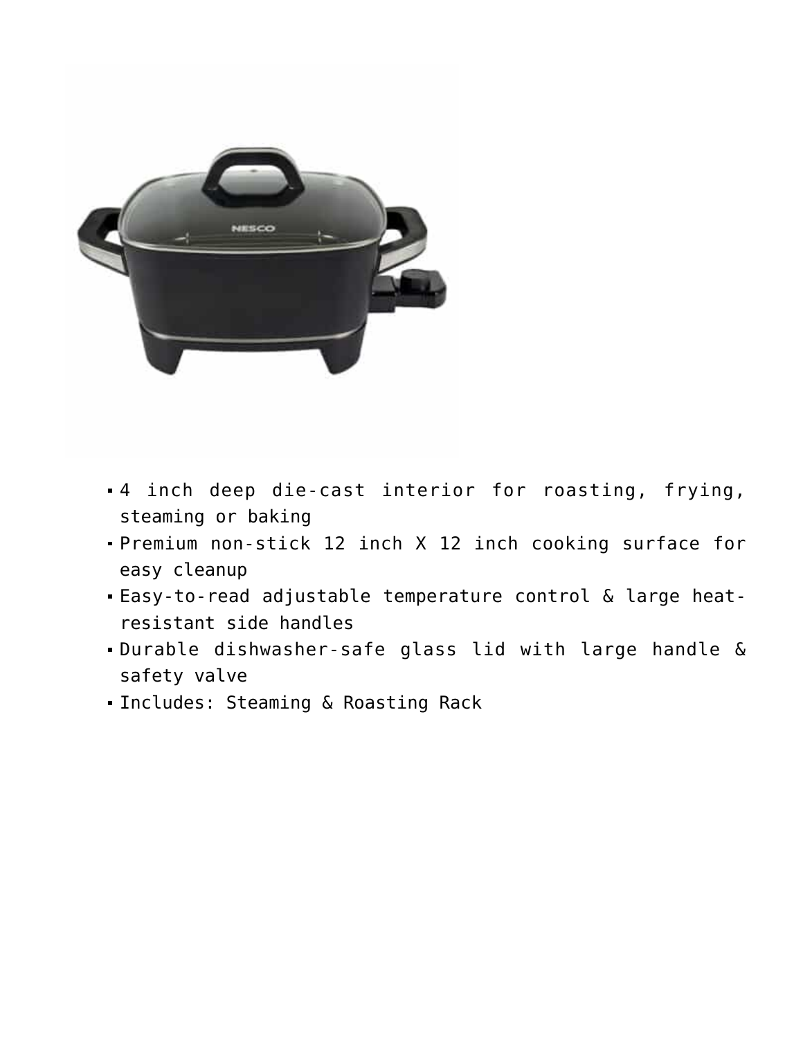- 4 inch deep die-cast interior for roasting, frying, steaming or baking
- Premium non-stick 12 inch X 12 inch cooking surface for easy cleanup
- Easy-to-read adjustable temperature control & large heat-resistant side handles
- Durable dishwasher-safe glass lid with large handle & safety valve
- Includes: Steaming & Roasting Rack